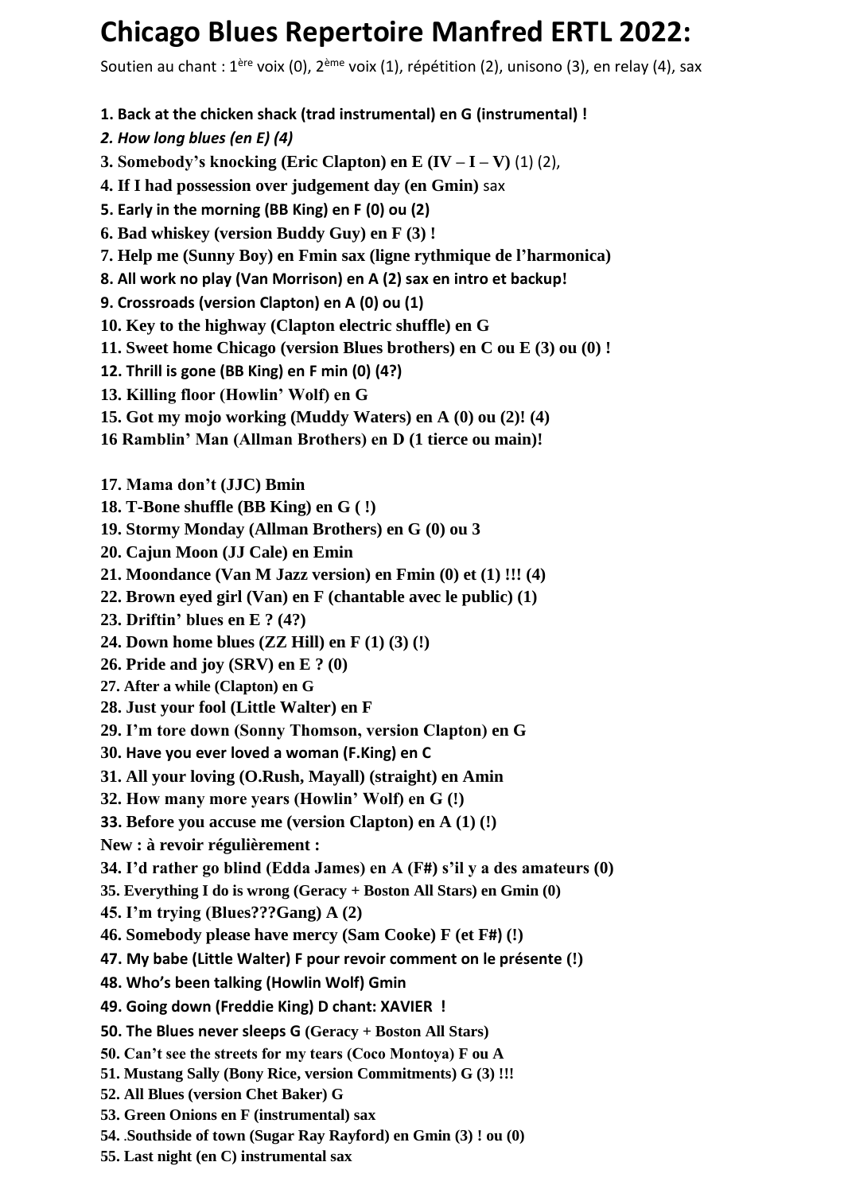# Chicago Blues Repertoire Manfred ERTL 2022:

Soutien au chant : 1ère voix (0), 2ème voix (1), répétition (2), unisono (3), en relay (4), sax

**1. Back at the chicken shack (trad instrumental) en G (instrumental) !**

***2. How long blues (en E) (4)***

**3. Somebody's knocking (Eric Clapton) en E (IV – I – V)** (1) (2),

**4. If I had possession over judgement day (en Gmin)** sax

**5. Early in the morning (BB King) en F (0) ou (2)**

**6. Bad whiskey (version Buddy Guy) en F (3) !**

**7. Help me (Sunny Boy) en Fmin sax (ligne rythmique de l'harmonica)**

**8. All work no play (Van Morrison) en A (2) sax en intro et backup!**

**9. Crossroads (version Clapton) en A (0) ou (1)**

**10. Key to the highway (Clapton electric shuffle) en G**

**11. Sweet home Chicago (version Blues brothers) en C ou E (3) ou (0) !**

**12. Thrill is gone (BB King) en F min (0) (4?)**

**13. Killing floor (Howlin' Wolf) en G**

**15. Got my mojo working (Muddy Waters) en A (0) ou (2)! (4)**

**16 Ramblin' Man (Allman Brothers) en D (1 tierce ou main)!**

**17. Mama don't (JJC) Bmin**

**18. T-Bone shuffle (BB King) en G ( !)**

**19. Stormy Monday (Allman Brothers) en G (0) ou 3**

**20. Cajun Moon (JJ Cale) en Emin**

**21. Moondance (Van M Jazz version) en Fmin (0) et (1) !!! (4)**

**22. Brown eyed girl (Van) en F (chantable avec le public) (1)**

**23. Driftin' blues en E ? (4?)**

**24. Down home blues (ZZ Hill) en F (1) (3) (!)**

**26. Pride and joy (SRV) en E ? (0)**

**27. After a while (Clapton) en G**

**28. Just your fool (Little Walter) en F**

**29. I'm tore down (Sonny Thomson, version Clapton) en G**

**30. Have you ever loved a woman (F.King) en C**

**31. All your loving (O.Rush, Mayall) (straight) en Amin**

**32. How many more years (Howlin' Wolf) en G (!)**

**33. Before you accuse me (version Clapton) en A (1) (!)**

**New : à revoir régulièrement :**

**34. I'd rather go blind (Edda James) en A (F#) s'il y a des amateurs (0)**

**35. Everything I do is wrong (Geracy + Boston All Stars) en Gmin (0)**

**45. I'm trying (Blues???Gang) A (2)**

**46. Somebody please have mercy (Sam Cooke) F (et F#) (!)**

**47. My babe (Little Walter) F pour revoir comment on le présente (!)**

**48. Who's been talking (Howlin Wolf) Gmin**

**49. Going down (Freddie King) D chant: XAVIER !**

**50. The Blues never sleeps G (Geracy + Boston All Stars)**

**50. Can't see the streets for my tears (Coco Montoya) F ou A**

**51. Mustang Sally (Bony Rice, version Commitments) G (3) !!!**

**52. All Blues (version Chet Baker) G**

**53. Green Onions en F (instrumental) sax**

**54. .Southside of town (Sugar Ray Rayford) en Gmin (3) ! ou (0)**

**55. Last night (en C) instrumental sax**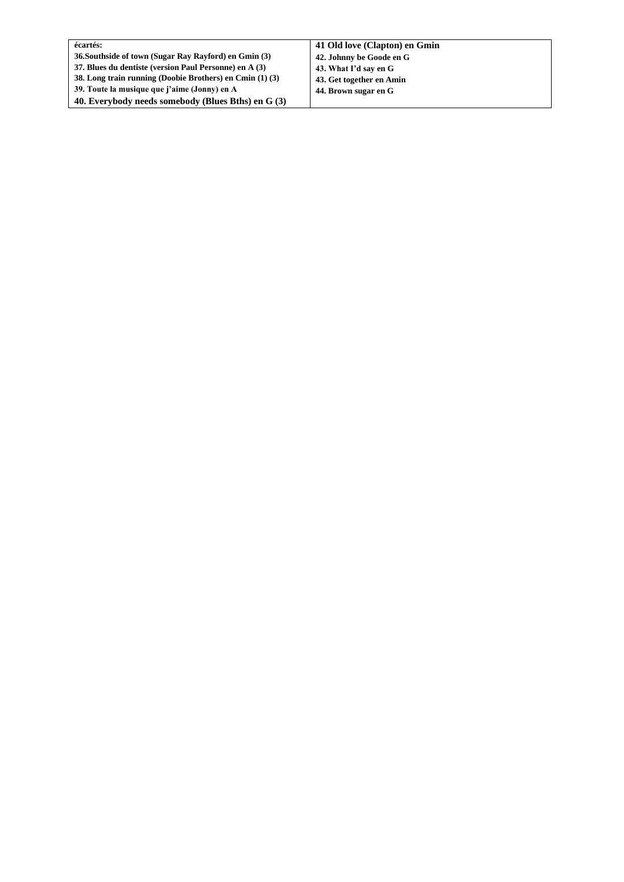| | |
|---|---|
| **écartés:** | **41 Old love (Clapton) en Gmin** |
| **36.Southside of town (Sugar Ray Rayford) en Gmin (3)** | **42. Johnny be Goode en G** |
| **37. Blues du dentiste (version Paul Personne) en A (3)** | **43. What I'd say en G** |
| **38. Long train running (Doobie Brothers) en Cmin (1) (3)** | **43. Get together en Amin** |
| **39. Toute la musique que j'aime (Jonny) en A** | **44. Brown sugar en G** |
| **40. Everybody needs somebody (Blues Bths) en G (3)** | |